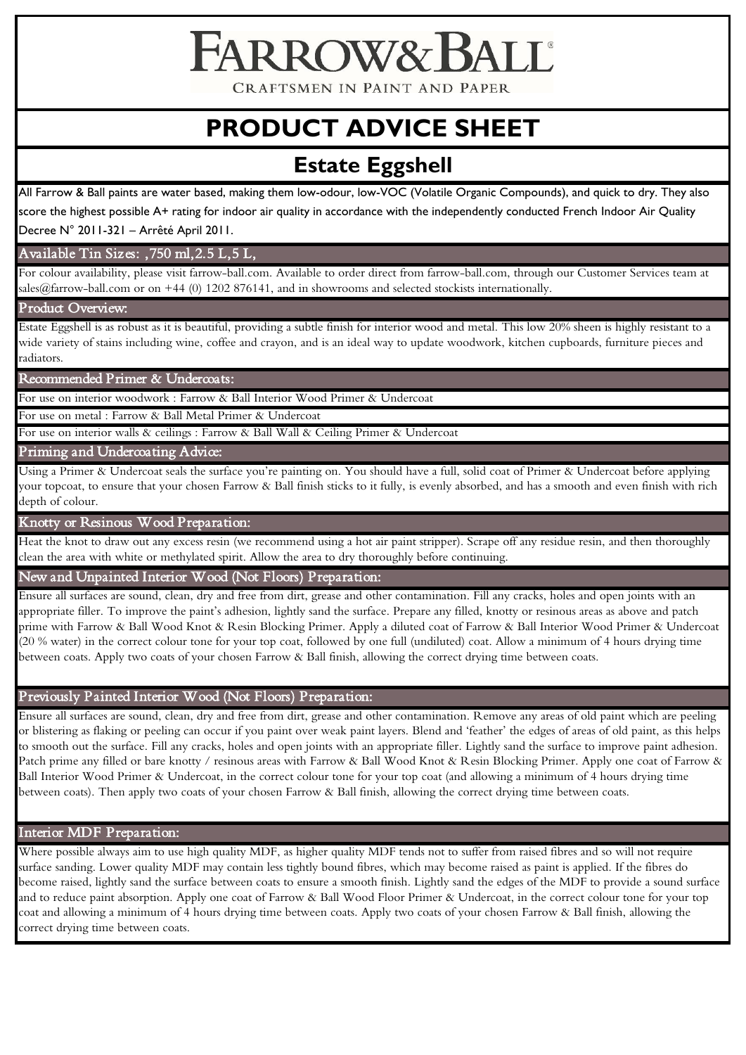# FARROW&BALL®

CRAFTSMEN IN PAINT AND PAPER

# PRODUCT ADVICE SHEET

## Estate Eggshell

All Farrow & Ball paints are water based, making them low-odour, low-VOC (Volatile Organic Compounds), and quick to dry. They also score the highest possible A+ rating for indoor air quality in accordance with the independently conducted French Indoor Air Quality Decree N° 2011-321 – Arrêté April 2011.

### Available Tin Sizes: ,750 ml,2.5 L,5 L,

For colour availability, please visit farrow-ball.com. Available to order direct from farrow-ball.com, through our Customer Services team at sales@farrow-ball.com or on +44 (0) 1202 876141, and in showrooms and selected stockists internationally.

### Product Overview:

Estate Eggshell is as robust as it is beautiful, providing a subtle finish for interior wood and metal. This low 20% sheen is highly resistant to a wide variety of stains including wine, coffee and crayon, and is an ideal way to update woodwork, kitchen cupboards, furniture pieces and radiators.

### Recommended Primer & Undercoats:

For use on interior woodwork : Farrow & Ball Interior Wood Primer & Undercoat

For use on metal : Farrow & Ball Metal Primer & Undercoat

For use on interior walls & ceilings : Farrow & Ball Wall & Ceiling Primer & Undercoat

### Priming and Undercoating Advice:

Using a Primer & Undercoat seals the surface you're painting on. You should have a full, solid coat of Primer & Undercoat before applying your topcoat, to ensure that your chosen Farrow & Ball finish sticks to it fully, is evenly absorbed, and has a smooth and even finish with rich depth of colour.

### Knotty or Resinous Wood Preparation:

Heat the knot to draw out any excess resin (we recommend using a hot air paint stripper). Scrape off any residue resin, and then thoroughly clean the area with white or methylated spirit. Allow the area to dry thoroughly before continuing.

### New and Unpainted Interior Wood (Not Floors) Preparation:

Ensure all surfaces are sound, clean, dry and free from dirt, grease and other contamination. Fill any cracks, holes and open joints with an appropriate filler. To improve the paint's adhesion, lightly sand the surface. Prepare any filled, knotty or resinous areas as above and patch prime with Farrow & Ball Wood Knot & Resin Blocking Primer. Apply a diluted coat of Farrow & Ball Interior Wood Primer & Undercoat (20 % water) in the correct colour tone for your top coat, followed by one full (undiluted) coat. Allow a minimum of 4 hours drying time between coats. Apply two coats of your chosen Farrow & Ball finish, allowing the correct drying time between coats.

### Previously Painted Interior Wood (Not Floors) Preparation:

Ensure all surfaces are sound, clean, dry and free from dirt, grease and other contamination. Remove any areas of old paint which are peeling or blistering as flaking or peeling can occur if you paint over weak paint layers. Blend and 'feather' the edges of areas of old paint, as this helps to smooth out the surface. Fill any cracks, holes and open joints with an appropriate filler. Lightly sand the surface to improve paint adhesion. Patch prime any filled or bare knotty / resinous areas with Farrow & Ball Wood Knot & Resin Blocking Primer. Apply one coat of Farrow & Ball Interior Wood Primer & Undercoat, in the correct colour tone for your top coat (and allowing a minimum of 4 hours drying time between coats). Then apply two coats of your chosen Farrow & Ball finish, allowing the correct drying time between coats.

### Interior MDF Preparation:

Where possible always aim to use high quality MDF, as higher quality MDF tends not to suffer from raised fibres and so will not require surface sanding. Lower quality MDF may contain less tightly bound fibres, which may become raised as paint is applied. If the fibres do become raised, lightly sand the surface between coats to ensure a smooth finish. Lightly sand the edges of the MDF to provide a sound surface and to reduce paint absorption. Apply one coat of Farrow & Ball Wood Floor Primer & Undercoat, in the correct colour tone for your top coat and allowing a minimum of 4 hours drying time between coats. Apply two coats of your chosen Farrow & Ball finish, allowing the correct drying time between coats.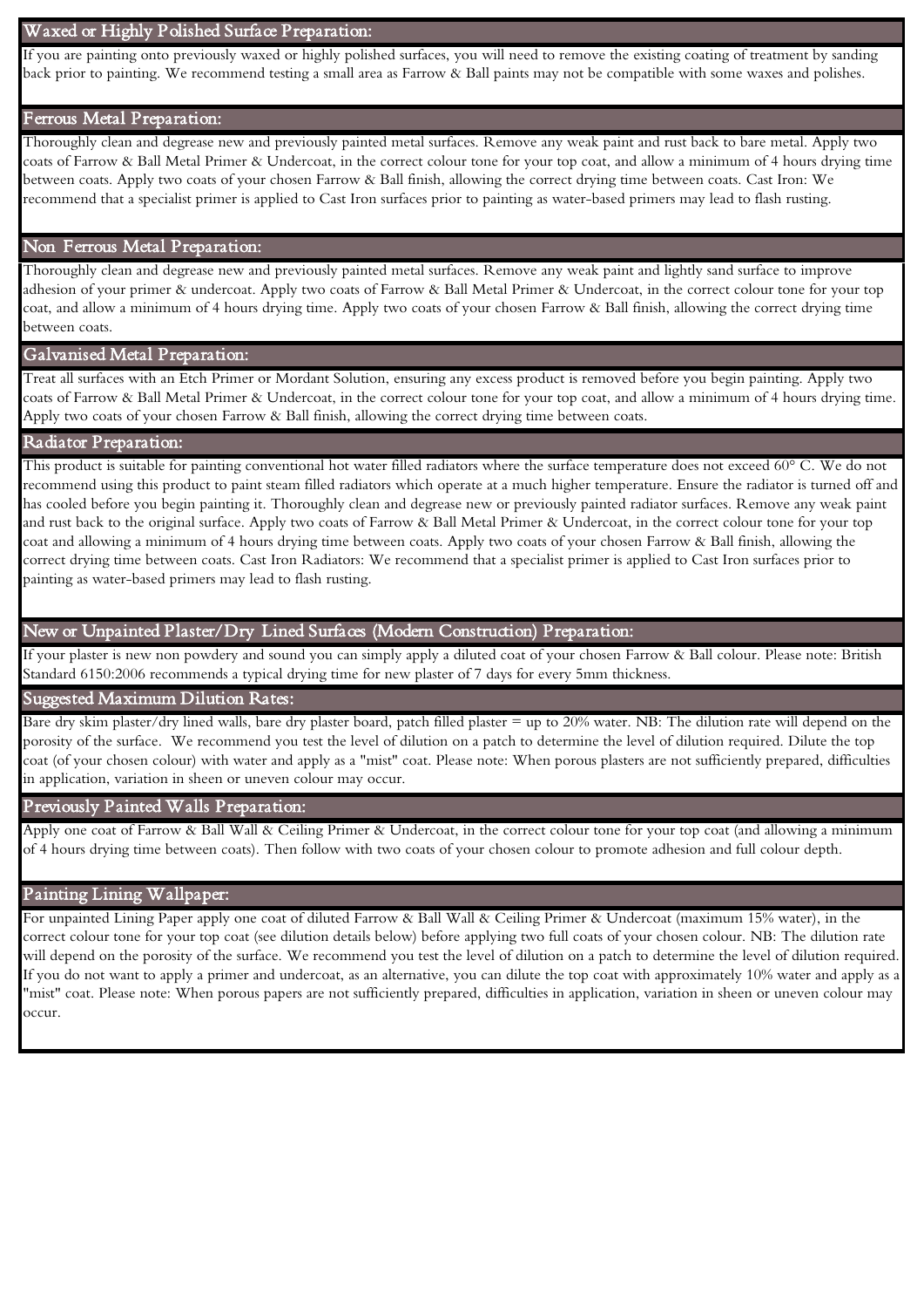## Waxed or Highly Polished Surface Preparation:

If you are painting onto previously waxed or highly polished surfaces, you will need to remove the existing coating of treatment by sanding back prior to painting. We recommend testing a small area as Farrow & Ball paints may not be compatible with some waxes and polishes.

## Ferrous Metal Preparation:

Thoroughly clean and degrease new and previously painted metal surfaces. Remove any weak paint and rust back to bare metal. Apply two coats of Farrow & Ball Metal Primer & Undercoat, in the correct colour tone for your top coat, and allow a minimum of 4 hours drying time between coats. Apply two coats of your chosen Farrow & Ball finish, allowing the correct drying time between coats. Cast Iron: We recommend that a specialist primer is applied to Cast Iron surfaces prior to painting as water-based primers may lead to flash rusting.

## Non Ferrous Metal Preparation:

Thoroughly clean and degrease new and previously painted metal surfaces. Remove any weak paint and lightly sand surface to improve adhesion of your primer & undercoat. Apply two coats of Farrow & Ball Metal Primer & Undercoat, in the correct colour tone for your top coat, and allow a minimum of 4 hours drying time. Apply two coats of your chosen Farrow & Ball finish, allowing the correct drying time between coats.

## Galvanised Metal Preparation:

Treat all surfaces with an Etch Primer or Mordant Solution, ensuring any excess product is removed before you begin painting. Apply two coats of Farrow & Ball Metal Primer & Undercoat, in the correct colour tone for your top coat, and allow a minimum of 4 hours drying time. Apply two coats of your chosen Farrow & Ball finish, allowing the correct drying time between coats.

## Radiator Preparation:

This product is suitable for painting conventional hot water filled radiators where the surface temperature does not exceed 60° C. We do not recommend using this product to paint steam filled radiators which operate at a much higher temperature. Ensure the radiator is turned off and has cooled before you begin painting it. Thoroughly clean and degrease new or previously painted radiator surfaces. Remove any weak paint and rust back to the original surface. Apply two coats of Farrow & Ball Metal Primer & Undercoat, in the correct colour tone for your top coat and allowing a minimum of 4 hours drying time between coats. Apply two coats of your chosen Farrow & Ball finish, allowing the correct drying time between coats. Cast Iron Radiators: We recommend that a specialist primer is applied to Cast Iron surfaces prior to painting as water-based primers may lead to flash rusting.

## New or Unpainted Plaster/Dry Lined Surfaces (Modern Construction) Preparation:

If your plaster is new non powdery and sound you can simply apply a diluted coat of your chosen Farrow & Ball colour. Please note: British Standard 6150:2006 recommends a typical drying time for new plaster of 7 days for every 5mm thickness.

## Suggested Maximum Dilution Rates:

Bare dry skim plaster/dry lined walls, bare dry plaster board, patch filled plaster = up to 20% water. NB: The dilution rate will depend on the porosity of the surface. We recommend you test the level of dilution on a patch to determine the level of dilution required. Dilute the top coat (of your chosen colour) with water and apply as a "mist" coat. Please note: When porous plasters are not sufficiently prepared, difficulties in application, variation in sheen or uneven colour may occur.

## Previously Painted Walls Preparation:

Apply one coat of Farrow & Ball Wall & Ceiling Primer & Undercoat, in the correct colour tone for your top coat (and allowing a minimum of 4 hours drying time between coats). Then follow with two coats of your chosen colour to promote adhesion and full colour depth.

## Painting Lining Wallpaper:

For unpainted Lining Paper apply one coat of diluted Farrow & Ball Wall & Ceiling Primer & Undercoat (maximum 15% water), in the correct colour tone for your top coat (see dilution details below) before applying two full coats of your chosen colour. NB: The dilution rate will depend on the porosity of the surface. We recommend you test the level of dilution on a patch to determine the level of dilution required. If you do not want to apply a primer and undercoat, as an alternative, you can dilute the top coat with approximately 10% water and apply as a "mist" coat. Please note: When porous papers are not sufficiently prepared, difficulties in application, variation in sheen or uneven colour may occur.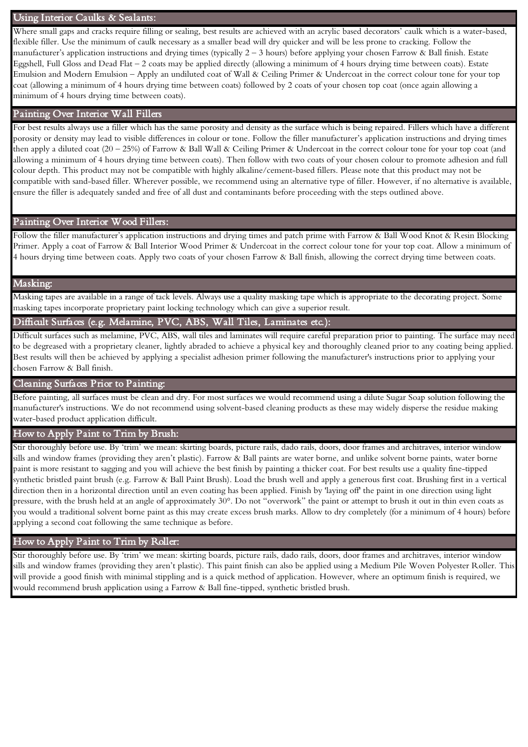## Using Interior Caulks & Sealants:

Where small gaps and cracks require filling or sealing, best results are achieved with an acrylic based decorators' caulk which is a water-based, flexible filler. Use the minimum of caulk necessary as a smaller bead will dry quicker and will be less prone to cracking. Follow the manufacturer's application instructions and drying times (typically 2 – 3 hours) before applying your chosen Farrow & Ball finish. Estate Eggshell, Full Gloss and Dead Flat – 2 coats may be applied directly (allowing a minimum of 4 hours drying time between coats). Estate Emulsion and Modern Emulsion – Apply an undiluted coat of Wall & Ceiling Primer & Undercoat in the correct colour tone for your top coat (allowing a minimum of 4 hours drying time between coats) followed by 2 coats of your chosen top coat (once again allowing a minimum of 4 hours drying time between coats).

## Painting Over Interior Wall Fillers

For best results always use a filler which has the same porosity and density as the surface which is being repaired. Fillers which have a different porosity or density may lead to visible differences in colour or tone. Follow the filler manufacturer's application instructions and drying times then apply a diluted coat (20 – 25%) of Farrow & Ball Wall & Ceiling Primer & Undercoat in the correct colour tone for your top coat (and allowing a minimum of 4 hours drying time between coats). Then follow with two coats of your chosen colour to promote adhesion and full colour depth. This product may not be compatible with highly alkaline/cement-based fillers. Please note that this product may not be compatible with sand-based filler. Wherever possible, we recommend using an alternative type of filler. However, if no alternative is available, ensure the filler is adequately sanded and free of all dust and contaminants before proceeding with the steps outlined above.

## Painting Over Interior Wood Fillers:

Follow the filler manufacturer's application instructions and drying times and patch prime with Farrow & Ball Wood Knot & Resin Blocking Primer. Apply a coat of Farrow & Ball Interior Wood Primer & Undercoat in the correct colour tone for your top coat. Allow a minimum of 4 hours drying time between coats. Apply two coats of your chosen Farrow & Ball finish, allowing the correct drying time between coats.

## Masking:

Masking tapes are available in a range of tack levels. Always use a quality masking tape which is appropriate to the decorating project. Some masking tapes incorporate proprietary paint locking technology which can give a superior result.

## Difficult Surfaces (e.g. Melamine, PVC, ABS, Wall Tiles, Laminates etc.):

Difficult surfaces such as melamine, PVC, ABS, wall tiles and laminates will require careful preparation prior to painting. The surface may need to be degreased with a proprietary cleaner, lightly abraded to achieve a physical key and thoroughly cleaned prior to any coating being applied. Best results will then be achieved by applying a specialist adhesion primer following the manufacturer's instructions prior to applying your chosen Farrow & Ball finish.

## Cleaning Surfaces Prior to Painting:

Before painting, all surfaces must be clean and dry. For most surfaces we would recommend using a dilute Sugar Soap solution following the manufacturer's instructions. We do not recommend using solvent-based cleaning products as these may widely disperse the residue making water-based product application difficult.

## How to Apply Paint to Trim by Brush:

Stir thoroughly before use. By 'trim' we mean: skirting boards, picture rails, dado rails, doors, door frames and architraves, interior window sills and window frames (providing they aren't plastic). Farrow & Ball paints are water borne, and unlike solvent borne paints, water borne paint is more resistant to sagging and you will achieve the best finish by painting a thicker coat. For best results use a quality fine-tipped synthetic bristled paint brush (e.g. Farrow & Ball Paint Brush). Load the brush well and apply a generous first coat. Brushing first in a vertical direction then in a horizontal direction until an even coating has been applied. Finish by 'laying off' the paint in one direction using light pressure, with the brush held at an angle of approximately 30°. Do not "overwork" the paint or attempt to brush it out in thin even coats as you would a traditional solvent borne paint as this may create excess brush marks. Allow to dry completely (for a minimum of 4 hours) before applying a second coat following the same technique as before.

## How to Apply Paint to Trim by Roller:

Stir thoroughly before use. By 'trim' we mean: skirting boards, picture rails, dado rails, doors, door frames and architraves, interior window sills and window frames (providing they aren't plastic). This paint finish can also be applied using a Medium Pile Woven Polyester Roller. This will provide a good finish with minimal stippling and is a quick method of application. However, where an optimum finish is required, we would recommend brush application using a Farrow & Ball fine-tipped, synthetic bristled brush.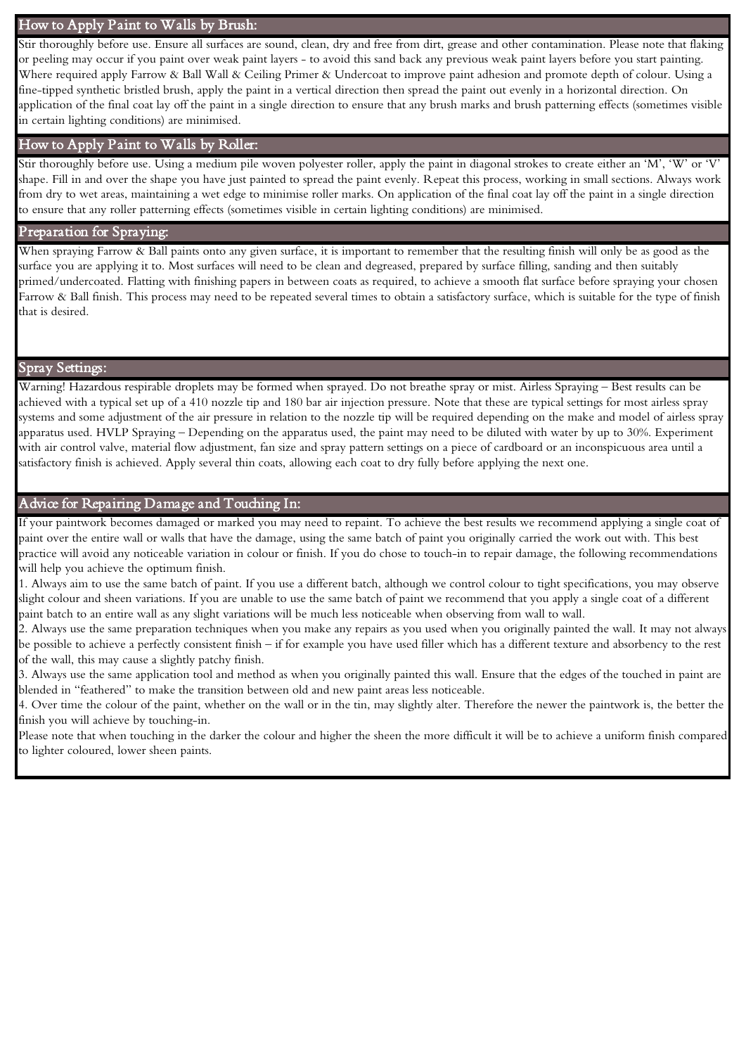## How to Apply Paint to Walls by Brush:

Stir thoroughly before use. Ensure all surfaces are sound, clean, dry and free from dirt, grease and other contamination. Please note that flaking or peeling may occur if you paint over weak paint layers - to avoid this sand back any previous weak paint layers before you start painting. Where required apply Farrow & Ball Wall & Ceiling Primer & Undercoat to improve paint adhesion and promote depth of colour. Using a fine-tipped synthetic bristled brush, apply the paint in a vertical direction then spread the paint out evenly in a horizontal direction. On application of the final coat lay off the paint in a single direction to ensure that any brush marks and brush patterning effects (sometimes visible in certain lighting conditions) are minimised.

## How to Apply Paint to Walls by Roller:

Stir thoroughly before use. Using a medium pile woven polyester roller, apply the paint in diagonal strokes to create either an 'M', 'W' or 'V' shape. Fill in and over the shape you have just painted to spread the paint evenly. Repeat this process, working in small sections. Always work from dry to wet areas, maintaining a wet edge to minimise roller marks. On application of the final coat lay off the paint in a single direction to ensure that any roller patterning effects (sometimes visible in certain lighting conditions) are minimised.

## Preparation for Spraying:

When spraying Farrow & Ball paints onto any given surface, it is important to remember that the resulting finish will only be as good as the surface you are applying it to. Most surfaces will need to be clean and degreased, prepared by surface filling, sanding and then suitably primed/undercoated. Flatting with finishing papers in between coats as required, to achieve a smooth flat surface before spraying your chosen Farrow & Ball finish. This process may need to be repeated several times to obtain a satisfactory surface, which is suitable for the type of finish that is desired.

## Spray Settings:

Warning! Hazardous respirable droplets may be formed when sprayed. Do not breathe spray or mist. Airless Spraying – Best results can be achieved with a typical set up of a 410 nozzle tip and 180 bar air injection pressure. Note that these are typical settings for most airless spray systems and some adjustment of the air pressure in relation to the nozzle tip will be required depending on the make and model of airless spray apparatus used. HVLP Spraying – Depending on the apparatus used, the paint may need to be diluted with water by up to 30%. Experiment with air control valve, material flow adjustment, fan size and spray pattern settings on a piece of cardboard or an inconspicuous area until a satisfactory finish is achieved. Apply several thin coats, allowing each coat to dry fully before applying the next one.

## Advice for Repairing Damage and Touching In:

If your paintwork becomes damaged or marked you may need to repaint. To achieve the best results we recommend applying a single coat of paint over the entire wall or walls that have the damage, using the same batch of paint you originally carried the work out with. This best practice will avoid any noticeable variation in colour or finish. If you do chose to touch-in to repair damage, the following recommendations will help you achieve the optimum finish.

1. Always aim to use the same batch of paint. If you use a different batch, although we control colour to tight specifications, you may observe slight colour and sheen variations. If you are unable to use the same batch of paint we recommend that you apply a single coat of a different paint batch to an entire wall as any slight variations will be much less noticeable when observing from wall to wall.
2. Always use the same preparation techniques when you make any repairs as you used when you originally painted the wall. It may not always be possible to achieve a perfectly consistent finish – if for example you have used filler which has a different texture and absorbency to the rest of the wall, this may cause a slightly patchy finish.
3. Always use the same application tool and method as when you originally painted this wall. Ensure that the edges of the touched in paint are blended in "feathered" to make the transition between old and new paint areas less noticeable.
4. Over time the colour of the paint, whether on the wall or in the tin, may slightly alter. Therefore the newer the paintwork is, the better the finish you will achieve by touching-in.

Please note that when touching in the darker the colour and higher the sheen the more difficult it will be to achieve a uniform finish compared to lighter coloured, lower sheen paints.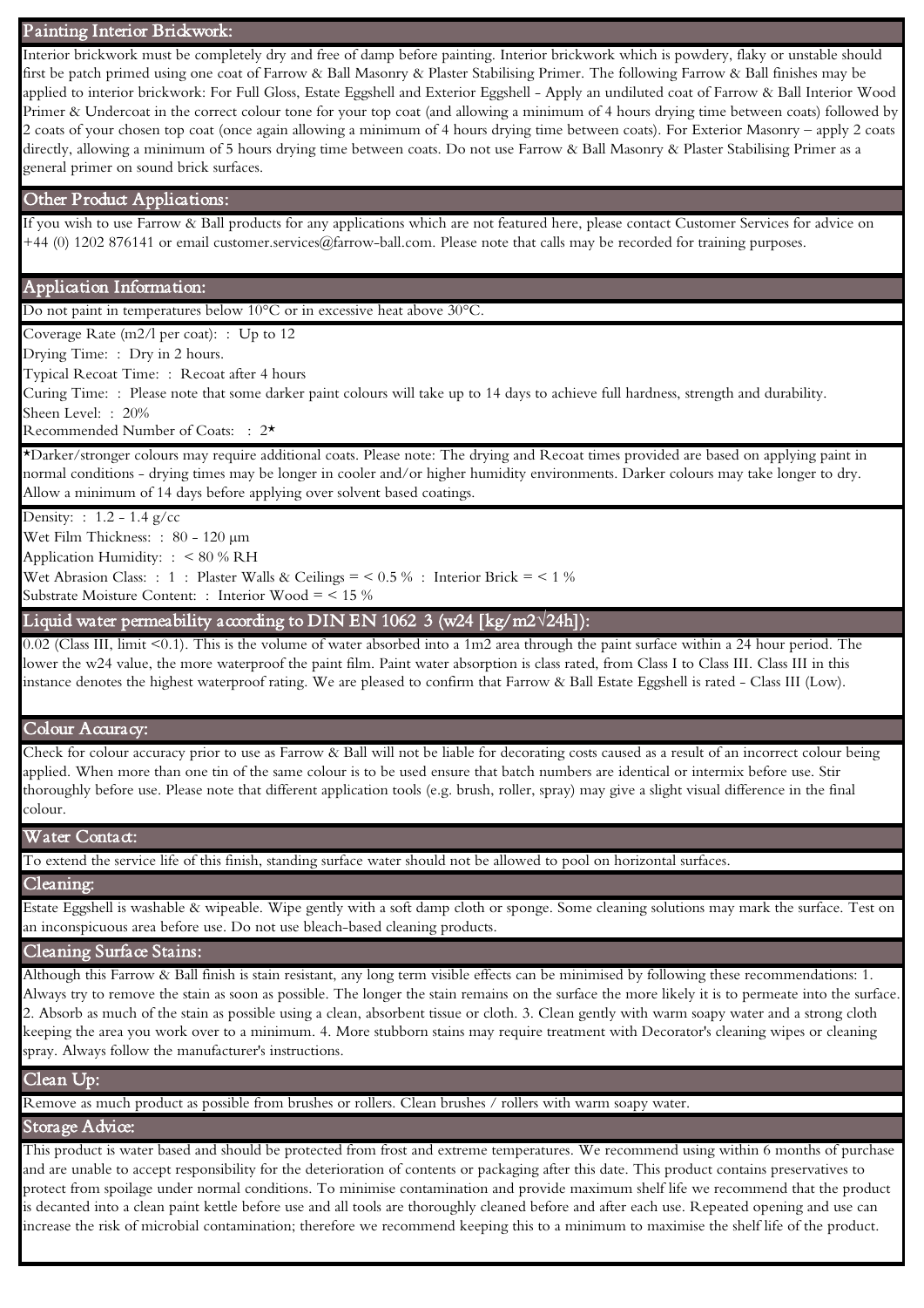## Painting Interior Brickwork:

Interior brickwork must be completely dry and free of damp before painting. Interior brickwork which is powdery, flaky or unstable should first be patch primed using one coat of Farrow & Ball Masonry & Plaster Stabilising Primer. The following Farrow & Ball finishes may be applied to interior brickwork: For Full Gloss, Estate Eggshell and Exterior Eggshell - Apply an undiluted coat of Farrow & Ball Interior Wood Primer & Undercoat in the correct colour tone for your top coat (and allowing a minimum of 4 hours drying time between coats) followed by 2 coats of your chosen top coat (once again allowing a minimum of 4 hours drying time between coats). For Exterior Masonry – apply 2 coats directly, allowing a minimum of 5 hours drying time between coats. Do not use Farrow & Ball Masonry & Plaster Stabilising Primer as a general primer on sound brick surfaces.

## Other Product Applications:

If you wish to use Farrow & Ball products for any applications which are not featured here, please contact Customer Services for advice on +44 (0) 1202 876141 or email customer.services@farrow-ball.com. Please note that calls may be recorded for training purposes.

## Application Information:

Do not paint in temperatures below 10°C or in excessive heat above 30°C.

Coverage Rate (m2/l per coat): : Up to 12
Drying Time: : Dry in 2 hours.
Typical Recoat Time: : Recoat after 4 hours
Curing Time: : Please note that some darker paint colours will take up to 14 days to achieve full hardness, strength and durability.
Sheen Level: : 20%
Recommended Number of Coats: : 2*

*Darker/stronger colours may require additional coats. Please note: The drying and Recoat times provided are based on applying paint in normal conditions - drying times may be longer in cooler and/or higher humidity environments. Darker colours may take longer to dry. Allow a minimum of 14 days before applying over solvent based coatings.

Density: : 1.2 - 1.4 g/cc
Wet Film Thickness: : 80 - 120 µm
Application Humidity: : < 80 % RH
Wet Abrasion Class: : 1 : Plaster Walls & Ceilings = < 0.5 % : Interior Brick = < 1 %
Substrate Moisture Content: : Interior Wood = < 15 %

## Liquid water permeability according to DIN EN 1062 3 (w24 [kg/m2√24h]):

0.02 (Class III, limit <0.1). This is the volume of water absorbed into a 1m2 area through the paint surface within a 24 hour period. The lower the w24 value, the more waterproof the paint film. Paint water absorption is class rated, from Class I to Class III. Class III in this instance denotes the highest waterproof rating. We are pleased to confirm that Farrow & Ball Estate Eggshell is rated - Class III (Low).

## Colour Accuracy:

Check for colour accuracy prior to use as Farrow & Ball will not be liable for decorating costs caused as a result of an incorrect colour being applied. When more than one tin of the same colour is to be used ensure that batch numbers are identical or intermix before use. Stir thoroughly before use. Please note that different application tools (e.g. brush, roller, spray) may give a slight visual difference in the final colour.

## Water Contact:

To extend the service life of this finish, standing surface water should not be allowed to pool on horizontal surfaces.

## Cleaning:

Estate Eggshell is washable & wipeable. Wipe gently with a soft damp cloth or sponge. Some cleaning solutions may mark the surface. Test on an inconspicuous area before use. Do not use bleach-based cleaning products.

## Cleaning Surface Stains:

Although this Farrow & Ball finish is stain resistant, any long term visible effects can be minimised by following these recommendations: 1. Always try to remove the stain as soon as possible. The longer the stain remains on the surface the more likely it is to permeate into the surface. 2. Absorb as much of the stain as possible using a clean, absorbent tissue or cloth. 3. Clean gently with warm soapy water and a strong cloth keeping the area you work over to a minimum. 4. More stubborn stains may require treatment with Decorator's cleaning wipes or cleaning spray. Always follow the manufacturer's instructions.

## Clean Up:

Remove as much product as possible from brushes or rollers. Clean brushes / rollers with warm soapy water.

## Storage Advice:

This product is water based and should be protected from frost and extreme temperatures. We recommend using within 6 months of purchase and are unable to accept responsibility for the deterioration of contents or packaging after this date. This product contains preservatives to protect from spoilage under normal conditions. To minimise contamination and provide maximum shelf life we recommend that the product is decanted into a clean paint kettle before use and all tools are thoroughly cleaned before and after each use. Repeated opening and use can increase the risk of microbial contamination; therefore we recommend keeping this to a minimum to maximise the shelf life of the product.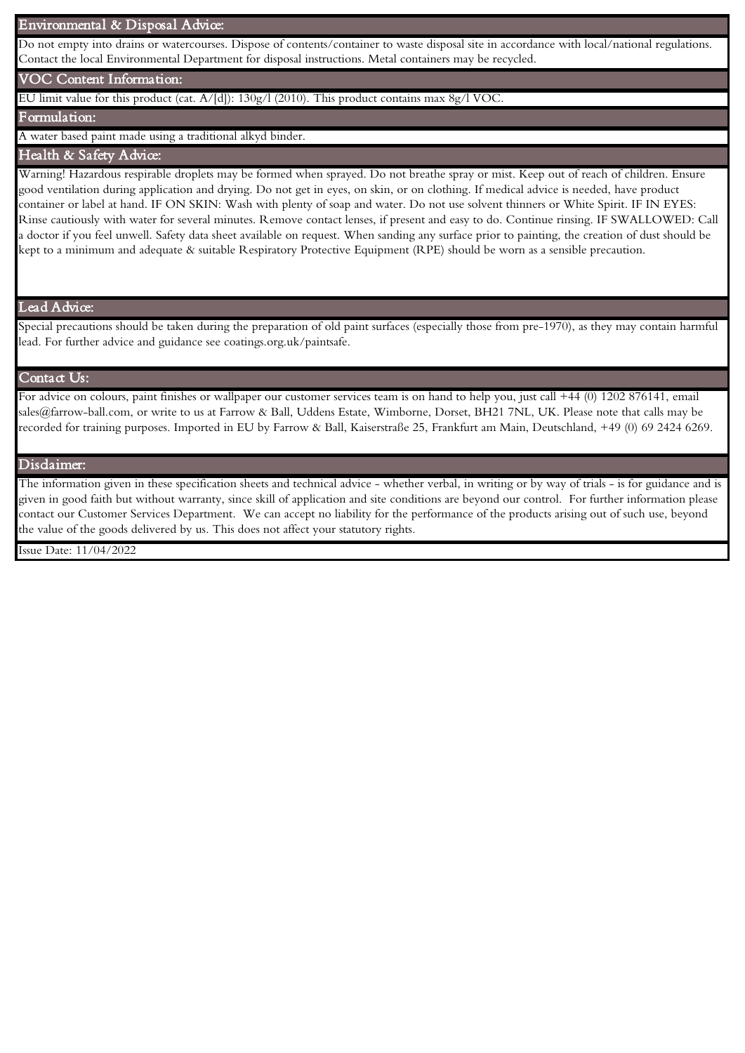## Environmental & Disposal Advice:

Do not empty into drains or watercourses. Dispose of contents/container to waste disposal site in accordance with local/national regulations. Contact the local Environmental Department for disposal instructions. Metal containers may be recycled.

## VOC Content Information:

EU limit value for this product (cat. A/[d]): 130g/l (2010). This product contains max 8g/l VOC.

## Formulation:

A water based paint made using a traditional alkyd binder.

## Health & Safety Advice:

Warning! Hazardous respirable droplets may be formed when sprayed. Do not breathe spray or mist. Keep out of reach of children. Ensure good ventilation during application and drying. Do not get in eyes, on skin, or on clothing. If medical advice is needed, have product container or label at hand. IF ON SKIN: Wash with plenty of soap and water. Do not use solvent thinners or White Spirit. IF IN EYES: Rinse cautiously with water for several minutes. Remove contact lenses, if present and easy to do. Continue rinsing. IF SWALLOWED: Call a doctor if you feel unwell. Safety data sheet available on request. When sanding any surface prior to painting, the creation of dust should be kept to a minimum and adequate & suitable Respiratory Protective Equipment (RPE) should be worn as a sensible precaution.

## Lead Advice:

Special precautions should be taken during the preparation of old paint surfaces (especially those from pre-1970), as they may contain harmful lead. For further advice and guidance see coatings.org.uk/paintsafe.

## Contact Us:

For advice on colours, paint finishes or wallpaper our customer services team is on hand to help you, just call +44 (0) 1202 876141, email sales@farrow-ball.com, or write to us at Farrow & Ball, Uddens Estate, Wimborne, Dorset, BH21 7NL, UK. Please note that calls may be recorded for training purposes. Imported in EU by Farrow & Ball, Kaiserstraße 25, Frankfurt am Main, Deutschland, +49 (0) 69 2424 6269.

## Disclaimer:

The information given in these specification sheets and technical advice - whether verbal, in writing or by way of trials - is for guidance and is given in good faith but without warranty, since skill of application and site conditions are beyond our control. For further information please contact our Customer Services Department. We can accept no liability for the performance of the products arising out of such use, beyond the value of the goods delivered by us. This does not affect your statutory rights.

Issue Date: 11/04/2022